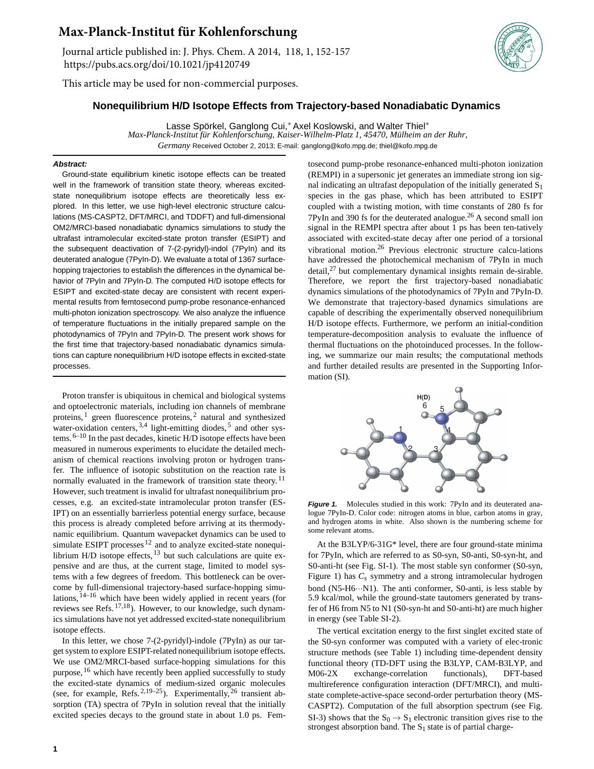Max-Planck-Institut für Kohlenforschung

Journal article published in: J. Phys. Chem. A 2014, 118, 1, 152-157
https://pubs.acs.org/doi/10.1021/jp4120749

This article may be used for non-commercial purposes.

# Nonequilibrium H/D Isotope Effects from Trajectory-based Nonadiabatic Dynamics

Lasse Spörkel, Ganglong Cui,* Axel Koslowski, and Walter Thiel*

*Max-Planck-Institut für Kohlenforschung, Kaiser-Wilhelm-Platz 1, 45470, Mülheim an der Ruhr, Germany* Received October 2, 2013; E-mail: ganglong@kofo.mpg.de; thiel@kofo.mpg.de

***Abstract:***

Ground-state equilibrium kinetic isotope effects can be treated well in the framework of transition state theory, whereas excited-state nonequilibrium isotope effects are theoretically less explored. In this letter, we use high-level electronic structure calculations (MS-CASPT2, DFT/MRCI, and TDDFT) and full-dimensional OM2/MRCI-based nonadiabatic dynamics simulations to study the ultrafast intramolecular excited-state proton transfer (ESIPT) and the subsequent deactivation of 7-(2-pyridyl)-indol (7PyIn) and its deuterated analogue (7PyIn-D). We evaluate a total of 1367 surface-hopping trajectories to establish the differences in the dynamical behavior of 7PyIn and 7PyIn-D. The computed H/D isotope effects for ESIPT and excited-state decay are consistent with recent experimental results from femtosecond pump-probe resonance-enhanced multi-photon ionization spectroscopy. We also analyze the influence of temperature fluctuations in the initially prepared sample on the photodynamics of 7PyIn and 7PyIn-D. The present work shows for the first time that trajectory-based nonadiabatic dynamics simulations can capture nonequilibrium H/D isotope effects in excited-state processes.

Proton transfer is ubiquitous in chemical and biological systems and optoelectronic materials, including ion channels of membrane proteins,[1] green fluorescence proteins,[2] natural and synthesized water-oxidation centers,[3,4] light-emitting diodes,[5] and other systems.[6–10] In the past decades, kinetic H/D isotope effects have been measured in numerous experiments to elucidate the detailed mechanism of chemical reactions involving proton or hydrogen transfer. The influence of isotopic substitution on the reaction rate is normally evaluated in the framework of transition state theory.[11] However, such treatment is invalid for ultrafast nonequilibrium processes, e.g. an excited-state intramolecular proton transfer (ESIPT) on an essentially barrierless potential energy surface, because this process is already completed before arriving at its thermodynamic equilibrium. Quantum wavepacket dynamics can be used to simulate ESIPT processes[12] and to analyze excited-state nonequilibrium H/D isotope effects,[13] but such calculations are quite expensive and are thus, at the current stage, limited to model systems with a few degrees of freedom. This bottleneck can be overcome by full-dimensional trajectory-based surface-hopping simulations,[14–16] which have been widely applied in recent years (for reviews see Refs.[17,18]). However, to our knowledge, such dynamics simulations have not yet addressed excited-state nonequilibrium isotope effects.

In this letter, we chose 7-(2-pyridyl)-indole (7PyIn) as our target system to explore ESIPT-related nonequilibrium isotope effects. We use OM2/MRCI-based surface-hopping simulations for this purpose,[16] which have recently been applied successfully to study the excited-state dynamics of medium-sized organic molecules (see, for example, Refs.[2,19–25]). Experimentally,[26] transient absorption (TA) spectra of 7PyIn in solution reveal that the initially excited species decays to the ground state in about 1.0 ps. Femtosecond pump-probe resonance-enhanced multi-photon ionization (REMPI) in a supersonic jet generates an immediate strong ion signal indicating an ultrafast depopulation of the initially generated $S_1$ species in the gas phase, which has been attributed to ESIPT coupled with a twisting motion, with time constants of 280 fs for 7PyIn and 390 fs for the deuterated analogue.[26] A second small ion signal in the REMPI spectra after about 1 ps has been ten-tatively associated with excited-state decay after one period of a torsional vibrational motion.[26] Previous electronic structure calcu-lations have addressed the photochemical mechanism of 7PyIn in much detail,[27] but complementary dynamical insights remain de-sirable. Therefore, we report the first trajectory-based nonadiabatic dynamics simulations of the photodynamics of 7PyIn and 7PyIn-D. We demonstrate that trajectory-based dynamics simulations are capable of describing the experimentally observed nonequilibrium H/D isotope effects. Furthermore, we perform an initial-condition temperature-decomposition analysis to evaluate the influence of thermal fluctuations on the photoinduced processes. In the following, we summarize our main results; the computational methods and further detailed results are presented in the Supporting Information (SI).

***Figure 1.*** Molecules studied in this work: 7PyIn and its deuterated analogue 7PyIn-D. Color code: nitrogen atoms in blue, carbon atoms in gray, and hydrogen atoms in white. Also shown is the numbering scheme for some relevant atoms.

At the B3LYP/6-31G* level, there are four ground-state minima for 7PyIn, which are referred to as S0-syn, S0-anti, S0-syn-ht, and S0-anti-ht (see Fig. SI-1). The most stable syn conformer (S0-syn, Figure 1) has $C_s$ symmetry and a strong intramolecular hydrogen bond (N5-H6···N1). The anti conformer, S0-anti, is less stable by 5.9 kcal/mol, while the ground-state tautomers generated by transfer of H6 from N5 to N1 (S0-syn-ht and S0-anti-ht) are much higher in energy (see Table SI-2).

The vertical excitation energy to the first singlet excited state of the S0-syn conformer was computed with a variety of elec-tronic structure methods (see Table 1) including time-dependent density functional theory (TD-DFT using the B3LYP, CAM-B3LYP, and M06-2X exchange-correlation functionals), DFT-based multireference configuration interaction (DFT/MRCI), and multi-state complete-active-space second-order perturbation theory (MS-CASPT2). Computation of the full absorption spectrum (see Fig. SI-3) shows that the $S_0 \rightarrow S_1$ electronic transition gives rise to the strongest absorption band. The $S_1$ state is of partial charge-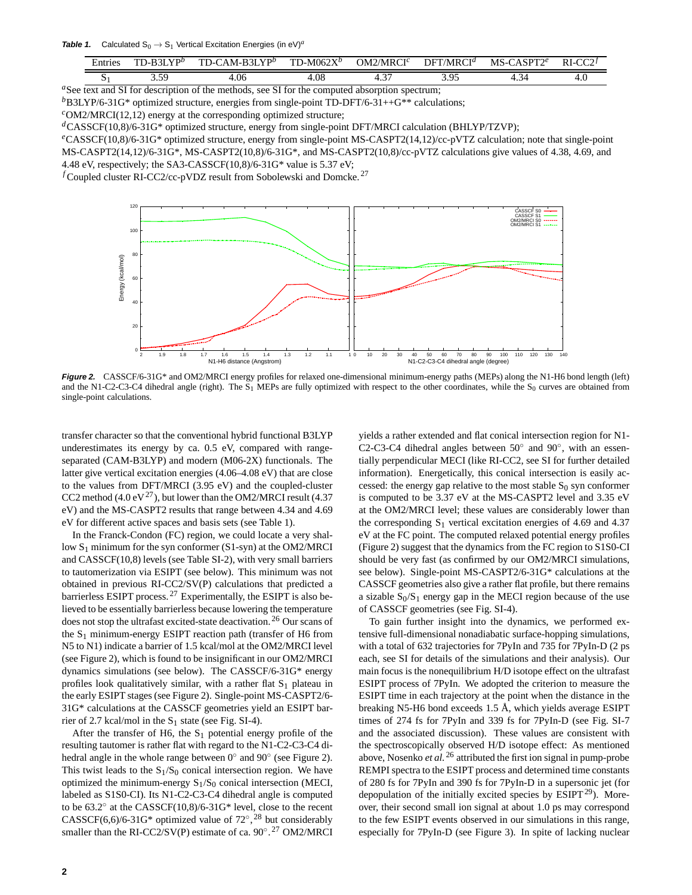**Table 1.** Calculated $S_0 \rightarrow S_1$ Vertical Excitation Energies (in eV)[a]

| Entries | TD-B3LYP[b] | TD-CAM-B3LYP[b] | TD-M062X[b] | OM2/MRCI[c] | DFT/MRCI[d] | MS-CASPT2[e] | RI-CC2[f] |
|---|---|---|---|---|---|---|---|
| $S_1$ | 3.59 | 4.06 | 4.08 | 4.37 | 3.95 | 4.34 | 4.0 |

[a]See text and SI for description of the methods, see SI for the computed absorption spectrum;
[b]B3LYP/6-31G* optimized structure, energies from single-point TD-DFT/6-31++G** calculations;
[c]OM2/MRCI(12,12) energy at the corresponding optimized structure;
[d]CASSCF(10,8)/6-31G* optimized structure, energy from single-point DFT/MRCI calculation (BHLYP/TZVP);
[e]CASSCF(10,8)/6-31G* optimized structure, energy from single-point MS-CASPT2(14,12)/cc-pVTZ calculation; note that single-point MS-CASPT2(14,12)/6-31G*, MS-CASPT2(10,8)/6-31G*, and MS-CASPT2(10,8)/cc-pVTZ calculations give values of 4.38, 4.69, and 4.48 eV, respectively; the SA3-CASSCF(10,8)/6-31G* value is 5.37 eV;
[f]Coupled cluster RI-CC2/cc-pVDZ result from Sobolewski and Domcke.[27]

**Figure 2.** CASSCF/6-31G* and OM2/MRCI energy profiles for relaxed one-dimensional minimum-energy paths (MEPs) along the N1-H6 bond length (left) and the N1-C2-C3-C4 dihedral angle (right). The $S_1$ MEPs are fully optimized with respect to the other coordinates, while the $S_0$ curves are obtained from single-point calculations.

transfer character so that the conventional hybrid functional B3LYP underestimates its energy by ca. 0.5 eV, compared with range-separated (CAM-B3LYP) and modern (M06-2X) functionals. The latter give vertical excitation energies (4.06–4.08 eV) that are close to the values from DFT/MRCI (3.95 eV) and the coupled-cluster CC2 method (4.0 eV[27]), but lower than the OM2/MRCI result (4.37 eV) and the MS-CASPT2 results that range between 4.34 and 4.69 eV for different active spaces and basis sets (see Table 1).

In the Franck-Condon (FC) region, we could locate a very shallow $S_1$ minimum for the syn conformer (S1-syn) at the OM2/MRCI and CASSCF(10,8) levels (see Table SI-2), with very small barriers to tautomerization via ESIPT (see below). This minimum was not obtained in previous RI-CC2/SV(P) calculations that predicted a barrierless ESIPT process.[27] Experimentally, the ESIPT is also believed to be essentially barrierless because lowering the temperature does not stop the ultrafast excited-state deactivation.[26] Our scans of the $S_1$ minimum-energy ESIPT reaction path (transfer of H6 from N5 to N1) indicate a barrier of 1.5 kcal/mol at the OM2/MRCI level (see Figure 2), which is found to be insignificant in our OM2/MRCI dynamics simulations (see below). The CASSCF/6-31G* energy profiles look qualitatively similar, with a rather flat $S_1$ plateau in the early ESIPT stages (see Figure 2). Single-point MS-CASPT2/6-31G* calculations at the CASSCF geometries yield an ESIPT barrier of 2.7 kcal/mol in the $S_1$ state (see Fig. SI-4).

After the transfer of H6, the $S_1$ potential energy profile of the resulting tautomer is rather flat with regard to the N1-C2-C3-C4 dihedral angle in the whole range between 0° and 90° (see Figure 2). This twist leads to the $S_1$/$S_0$ conical intersection region. We have optimized the minimum-energy $S_1$/$S_0$ conical intersection (MECI, labeled as S1S0-CI). Its N1-C2-C3-C4 dihedral angle is computed to be 63.2° at the CASSCF(10,8)/6-31G* level, close to the recent CASSCF(6,6)/6-31G* optimized value of 72°,[28] but considerably smaller than the RI-CC2/SV(P) estimate of ca. 90°.[27] OM2/MRCI yields a rather extended and flat conical intersection region for N1-C2-C3-C4 dihedral angles between 50° and 90°, with an essentially perpendicular MECI (like RI-CC2, see SI for further detailed information). Energetically, this conical intersection is easily accessed: the energy gap relative to the most stable $S_0$ syn conformer is computed to be 3.37 eV at the MS-CASPT2 level and 3.35 eV at the OM2/MRCI level; these values are considerably lower than the corresponding $S_1$ vertical excitation energies of 4.69 and 4.37 eV at the FC point. The computed relaxed potential energy profiles (Figure 2) suggest that the dynamics from the FC region to S1S0-CI should be very fast (as confirmed by our OM2/MRCI simulations, see below). Single-point MS-CASPT2/6-31G* calculations at the CASSCF geometries also give a rather flat profile, but there remains a sizable $S_0$/$S_1$ energy gap in the MECI region because of the use of CASSCF geometries (see Fig. SI-4).

To gain further insight into the dynamics, we performed extensive full-dimensional nonadiabatic surface-hopping simulations, with a total of 632 trajectories for 7PyIn and 735 for 7PyIn-D (2 ps each, see SI for details of the simulations and their analysis). Our main focus is the nonequilibrium H/D isotope effect on the ultrafast ESIPT process of 7PyIn. We adopted the criterion to measure the ESIPT time in each trajectory at the point when the distance in the breaking N5-H6 bond exceeds 1.5 Å, which yields average ESIPT times of 274 fs for 7PyIn and 339 fs for 7PyIn-D (see Fig. SI-7 and the associated discussion). These values are consistent with the spectroscopically observed H/D isotope effect: As mentioned above, Nosenko *et al.*[26] attributed the first ion signal in pump-probe REMPI spectra to the ESIPT process and determined time constants of 280 fs for 7PyIn and 390 fs for 7PyIn-D in a supersonic jet (for depopulation of the initially excited species by ESIPT[29]). Moreover, their second small ion signal at about 1.0 ps may correspond to the few ESIPT events observed in our simulations in this range, especially for 7PyIn-D (see Figure 3). In spite of lacking nuclear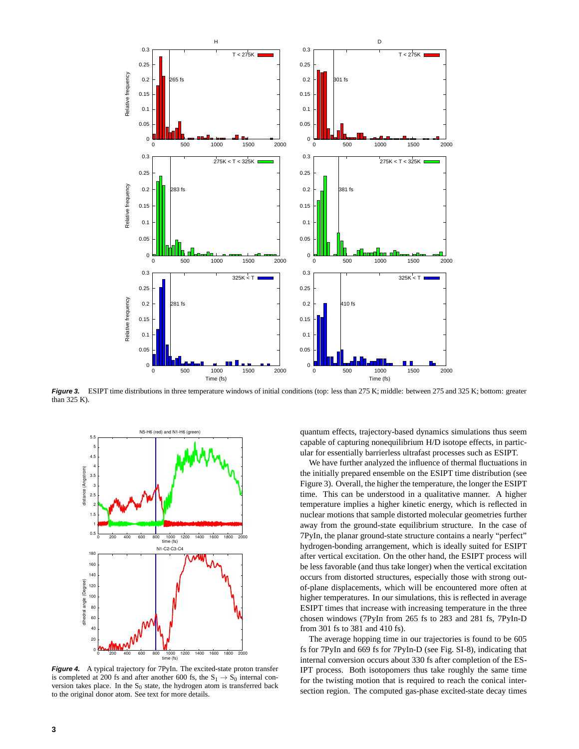**Figure 3.** ESIPT time distributions in three temperature windows of initial conditions (top: less than 275 K; middle: between 275 and 325 K; bottom: greater than 325 K).

**Figure 4.** A typical trajectory for 7PyIn. The excited-state proton transfer is completed at 200 fs and after another 600 fs, the $S_1 \rightarrow S_0$ internal conversion takes place. In the $S_0$ state, the hydrogen atom is transferred back to the original donor atom. See text for more details.

quantum effects, trajectory-based dynamics simulations thus seem capable of capturing nonequilibrium H/D isotope effects, in particular for essentially barrierless ultrafast processes such as ESIPT.

We have further analyzed the influence of thermal fluctuations in the initially prepared ensemble on the ESIPT time distribution (see Figure 3). Overall, the higher the temperature, the longer the ESIPT time. This can be understood in a qualitative manner. A higher temperature implies a higher kinetic energy, which is reflected in nuclear motions that sample distorted molecular geometries further away from the ground-state equilibrium structure. In the case of 7PyIn, the planar ground-state structure contains a nearly "perfect" hydrogen-bonding arrangement, which is ideally suited for ESIPT after vertical excitation. On the other hand, the ESIPT process will be less favorable (and thus take longer) when the vertical excitation occurs from distorted structures, especially those with strong out-of-plane displacements, which will be encountered more often at higher temperatures. In our simulations, this is reflected in average ESIPT times that increase with increasing temperature in the three chosen windows (7PyIn from 265 fs to 283 and 281 fs, 7PyIn-D from 301 fs to 381 and 410 fs).

The average hopping time in our trajectories is found to be 605 fs for 7PyIn and 669 fs for 7PyIn-D (see Fig. SI-8), indicating that internal conversion occurs about 330 fs after completion of the ESIPT process. Both isotopomers thus take roughly the same time for the twisting motion that is required to reach the conical intersection region. The computed gas-phase excited-state decay times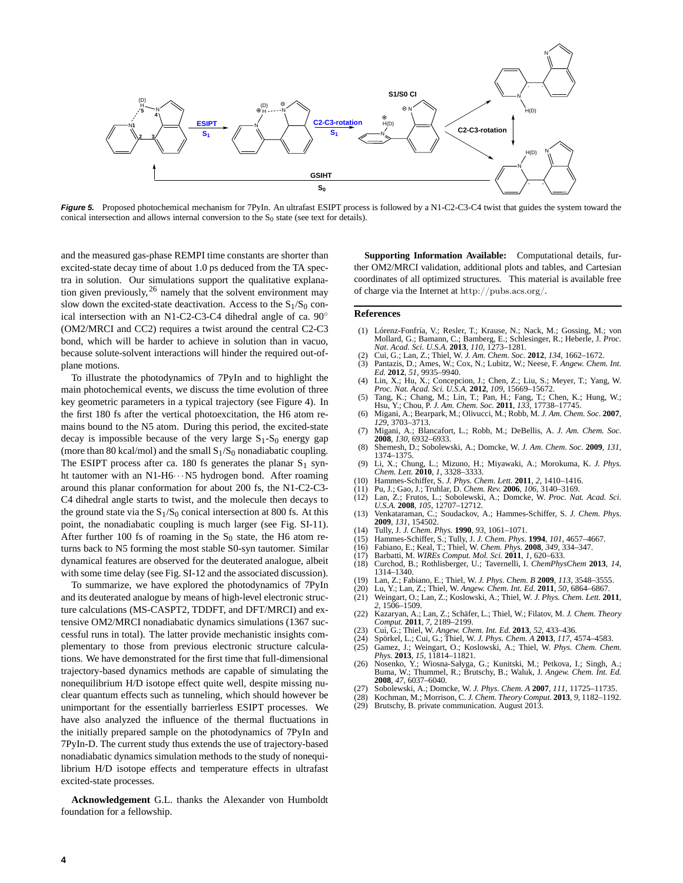ESIPT

$S_1$

C2-C3-rotation

$S_1$

S1/S0 CI

C2-C3-rotation

GSIHT

$S_0$

***Figure 5.*** Proposed photochemical mechanism for 7PyIn. An ultrafast ESIPT process is followed by a N1-C2-C3-C4 twist that guides the system toward the conical intersection and allows internal conversion to the $S_0$ state (see text for details).

and the measured gas-phase REMPI time constants are shorter than excited-state decay time of about 1.0 ps deduced from the TA spectra in solution. Our simulations support the qualitative explanation given previously,[26] namely that the solvent environment may slow down the excited-state deactivation. Access to the $S_1/S_0$ conical intersection with an N1-C2-C3-C4 dihedral angle of ca. 90° (OM2/MRCI and CC2) requires a twist around the central C2-C3 bond, which will be harder to achieve in solution than in vacuo, because solute-solvent interactions will hinder the required out-of-plane motions.

To illustrate the photodynamics of 7PyIn and to highlight the main photochemical events, we discuss the time evolution of three key geometric parameters in a typical trajectory (see Figure 4). In the first 180 fs after the vertical photoexcitation, the H6 atom remains bound to the N5 atom. During this period, the excited-state decay is impossible because of the very large $S_1$-$S_0$ energy gap (more than 80 kcal/mol) and the small $S_1/S_0$ nonadiabatic coupling. The ESIPT process after ca. 180 fs generates the planar $S_1$ syn-ht tautomer with an N1-H6$\cdots$N5 hydrogen bond. After roaming around this planar conformation for about 200 fs, the N1-C2-C3-C4 dihedral angle starts to twist, and the molecule then decays to the ground state via the $S_1/S_0$ conical intersection at 800 fs. At this point, the nonadiabatic coupling is much larger (see Fig. SI-11). After further 100 fs of roaming in the $S_0$ state, the H6 atom returns back to N5 forming the most stable S0-syn tautomer. Similar dynamical features are observed for the deuterated analogue, albeit with some time delay (see Fig. SI-12 and the associated discussion).

To summarize, we have explored the photodynamics of 7PyIn and its deuterated analogue by means of high-level electronic structure calculations (MS-CASPT2, TDDFT, and DFT/MRCI) and extensive OM2/MRCI nonadiabatic dynamics simulations (1367 successful runs in total). The latter provide mechanistic insights complementary to those from previous electronic structure calculations. We have demonstrated for the first time that full-dimensional trajectory-based dynamics methods are capable of simulating the nonequilibrium H/D isotope effect quite well, despite missing nuclear quantum effects such as tunneling, which should however be unimportant for the essentially barrierless ESIPT processes. We have also analyzed the influence of the thermal fluctuations in the initially prepared sample on the photodynamics of 7PyIn and 7PyIn-D. The current study thus extends the use of trajectory-based nonadiabatic dynamics simulation methods to the study of nonequilibrium H/D isotope effects and temperature effects in ultrafast excited-state processes.

**Acknowledgement** G.L. thanks the Alexander von Humboldt foundation for a fellowship.

**Supporting Information Available:** Computational details, further OM2/MRCI validation, additional plots and tables, and Cartesian coordinates of all optimized structures. This material is available free of charge via the Internet at http://pubs.acs.org/.

## References

(1) Lórenz-Fonfría, V.; Resler, T.; Krause, N.; Nack, M.; Gossing, M.; von Mollard, G.; Bamann, C.; Bamberg, E.; Schlesinger, R.; Heberle, J. *Proc. Nat. Acad. Sci. U.S.A.* **2013**, *110*, 1273–1281.
(2) Cui, G.; Lan, Z.; Thiel, W. *J. Am. Chem. Soc.* **2012**, *134*, 1662–1672.
(3) Pantazis, D.; Ames, W.; Cox, N.; Lubitz, W.; Neese, F. *Angew. Chem. Int. Ed.* **2012**, *51*, 9935–9940.
(4) Lin, X.; Hu, X.; Concepcion, J.; Chen, Z.; Liu, S.; Meyer, T.; Yang, W. *Proc. Nat. Acad. Sci. U.S.A.* **2012**, *109*, 15669–15672.
(5) Tang, K.; Chang, M.; Lin, T.; Pan, H.; Fang, T.; Chen, K.; Hung, W.; Hsu, Y.; Chou, P. *J. Am. Chem. Soc.* **2011**, *133*, 17738–17745.
(6) Migani, A.; Bearpark, M.; Olivucci, M.; Robb, M. *J. Am. Chem. Soc.* **2007**, *129*, 3703–3713.
(7) Migani, A.; Blancafort, L.; Robb, M.; DeBellis, A. *J. Am. Chem. Soc.* **2008**, *130*, 6932–6933.
(8) Shemesh, D.; Sobolewski, A.; Domcke, W. *J. Am. Chem. Soc.* **2009**, *131*, 1374–1375.
(9) Li, X.; Chung, L.; Mizuno, H.; Miyawaki, A.; Morokuma, K. *J. Phys. Chem. Lett.* **2010**, *1*, 3328–3333.
(10) Hammes-Schiffer, S. *J. Phys. Chem. Lett.* **2011**, *2*, 1410–1416.
(11) Pu, J.; Gao, J.; Truhlar, D. *Chem. Rev.* **2006**, *106*, 3140–3169.
(12) Lan, Z.; Frutos, L.; Sobolewski, A.; Domcke, W. *Proc. Nat. Acad. Sci. U.S.A.* **2008**, *105*, 12707–12712.
(13) Venkataraman, C.; Soudackov, A.; Hammes-Schiffer, S. *J. Chem. Phys.* **2009**, *131*, 154502.
(14) Tully, J. *J. Chem. Phys.* **1990**, *93*, 1061–1071.
(15) Hammes-Schiffer, S.; Tully, J. *J. Chem. Phys.* **1994**, *101*, 4657–4667.
(16) Fabiano, E.; Keal, T.; Thiel, W. *Chem. Phys.* **2008**, *349*, 334–347.
(17) Barbatti, M. *WIREs Comput. Mol. Sci.* **2011**, *1*, 620–633.
(18) Curchod, B.; Rothlisberger, U.; Tavernelli, I. *ChemPhysChem* **2013**, *14*, 1314–1340.
(19) Lan, Z.; Fabiano, E.; Thiel, W. *J. Phys. Chem. B* **2009**, *113*, 3548–3555.
(20) Lu, Y.; Lan, Z.; Thiel, W. *Angew. Chem. Int. Ed.* **2011**, *50*, 6864–6867.
(21) Weingart, O.; Lan, Z.; Koslowski, A.; Thiel, W. *J. Phys. Chem. Lett.* **2011**, *2*, 1506–1509.
(22) Kazaryan, A.; Lan, Z.; Schäfer, L.; Thiel, W.; Filatov, M. *J. Chem. Theory Comput.* **2011**, *7*, 2189–2199.
(23) Cui, G.; Thiel, W. *Angew. Chem. Int. Ed.* **2013**, *52*, 433–436.
(24) Spörkel, L.; Cui, G.; Thiel, W. *J. Phys. Chem. A* **2013**, *117*, 4574–4583.
(25) Gamez, J.; Weingart, O.; Koslowski, A.; Thiel, W. *Phys. Chem. Chem. Phys.* **2013**, *15*, 11814–11821.
(26) Nosenko, Y.; Wiosna-Sałyga, G.; Kunitski, M.; Petkova, I.; Singh, A.; Buma, W.; Thummel, R.; Brutschy, B.; Waluk, J. *Angew. Chem. Int. Ed.* **2008**, *47*, 6037–6040.
(27) Sobolewski, A.; Domcke, W. *J. Phys. Chem. A* **2007**, *111*, 11725–11735.
(28) Kochman, M.; Morrison, C. *J. Chem. Theory Comput.* **2013**, *9*, 1182–1192.
(29) Brutschy, B. private communication. August 2013.